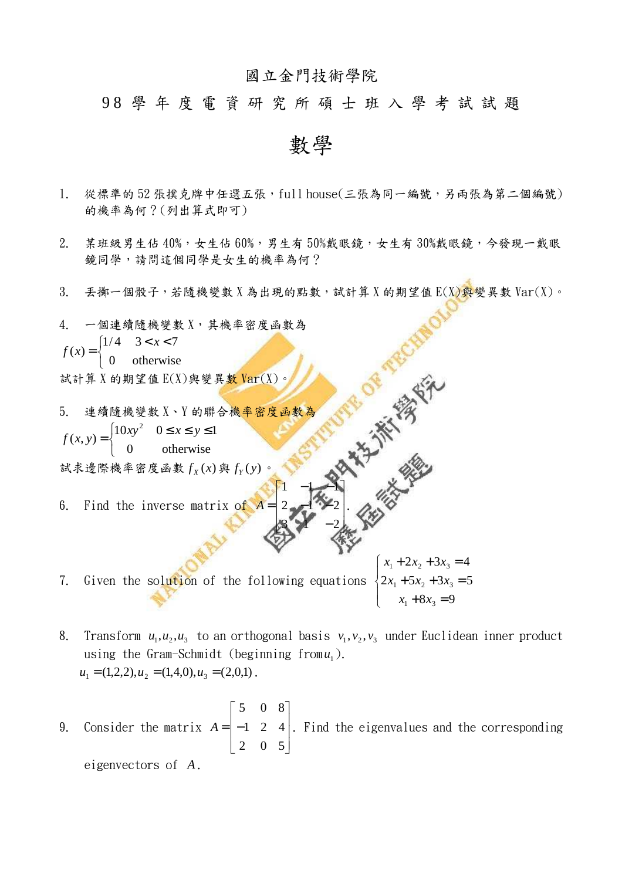# 國立金門技術學院

## 98 學 年 度 電 資 研 究 所 碩 士 班 入 學 考 試 試 題

# 數學

1. 從標準的 52 張撲克牌中任選五張，full house(三張為同一編號，另兩張為第二個編號)的機率為何？(列出算式即可)

2. 某班級男生佔 40%，女生佔 60%，男生有 50%戴眼鏡，女生有 30%戴眼鏡，今發現一戴眼鏡同學，請問這個同學是女生的機率為何？

3. 丟擲一個骰子，若隨機變數 X 為出現的點數，試計算 X 的期望值 E(X)與變異數 Var(X)。

4. 一個連續隨機變數 X，其機率密度函數為

$$f(x)=\begin{cases} 1/4 & 3<x<7 \\ 0 & \text{otherwise} \end{cases}$$

試計算 X 的期望值 E(X)與變異數 Var(X)。

5. 連續隨機變數 X、Y 的聯合機率密度函數為

$$f(x,y)=\begin{cases} 10xy^2 & 0\le x\le y\le 1 \\ 0 & \text{otherwise} \end{cases}$$

試求邊際機率密度函數 $f_X(x)$ 與 $f_Y(y)$。

6. Find the inverse matrix of $A=\begin{bmatrix} 1 & -1 & -1 \\ 2 & -1 & -2 \\ 3 & 1 & -2 \end{bmatrix}$.

7. Given the solution of the following equations $\begin{cases} x_1+2x_2+3x_3=4 \\ 2x_1+5x_2+3x_3=5 \\ x_1+8x_3=9 \end{cases}$

8. Transform $u_1,u_2,u_3$ to an orthogonal basis $v_1,v_2,v_3$ under Euclidean inner product using the Gram-Schmidt (beginning from $u_1$).
$u_1=(1,2,2), u_2=(1,4,0), u_3=(2,0,1)$.

9. Consider the matrix $A=\begin{bmatrix} 5 & 0 & 8 \\ -1 & 2 & 4 \\ 2 & 0 & 5 \end{bmatrix}$. Find the eigenvalues and the corresponding eigenvectors of $A$.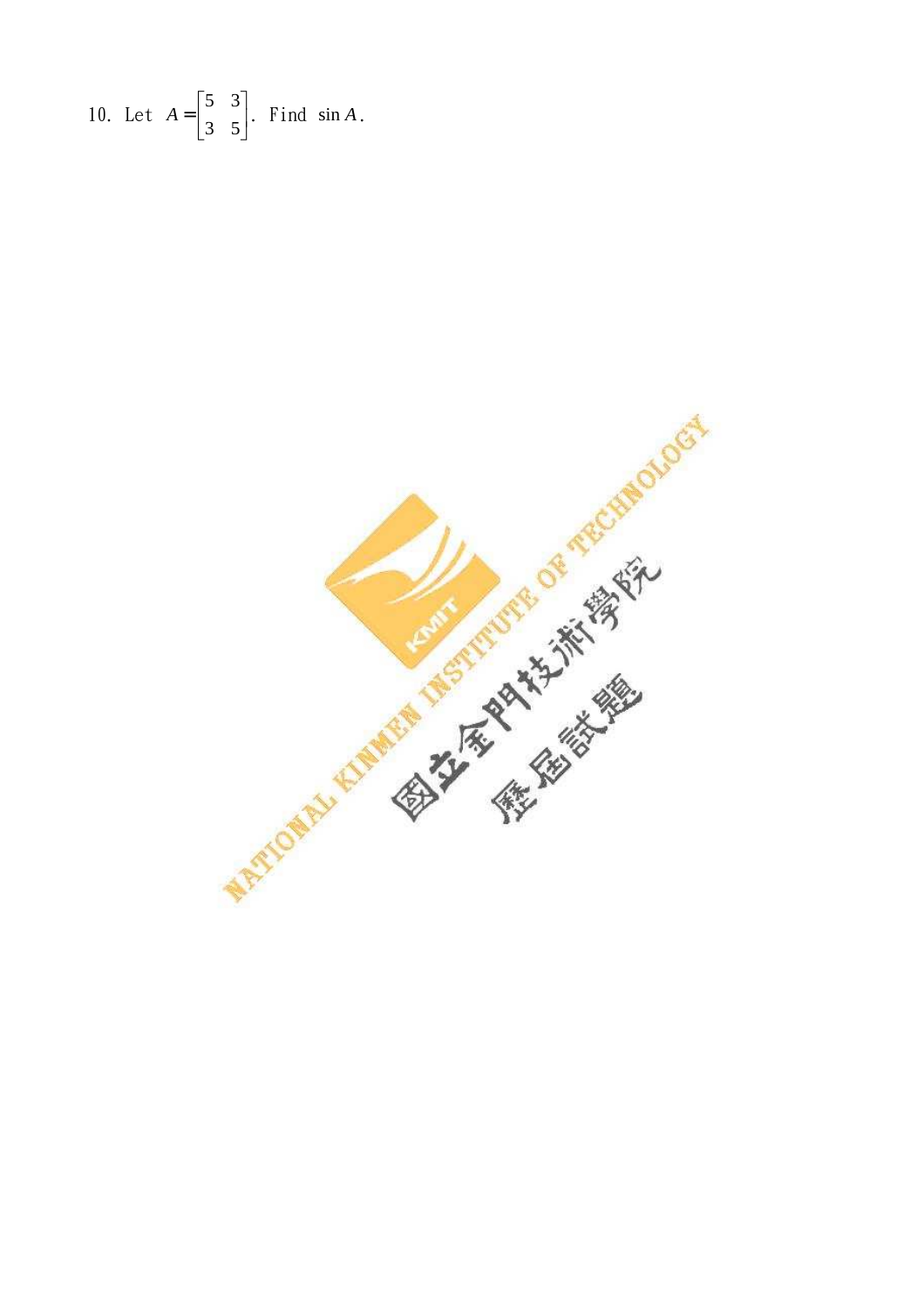10. Let $A = \begin{bmatrix} 5 & 3 \\ 3 & 5 \end{bmatrix}$. Find $\sin A$.